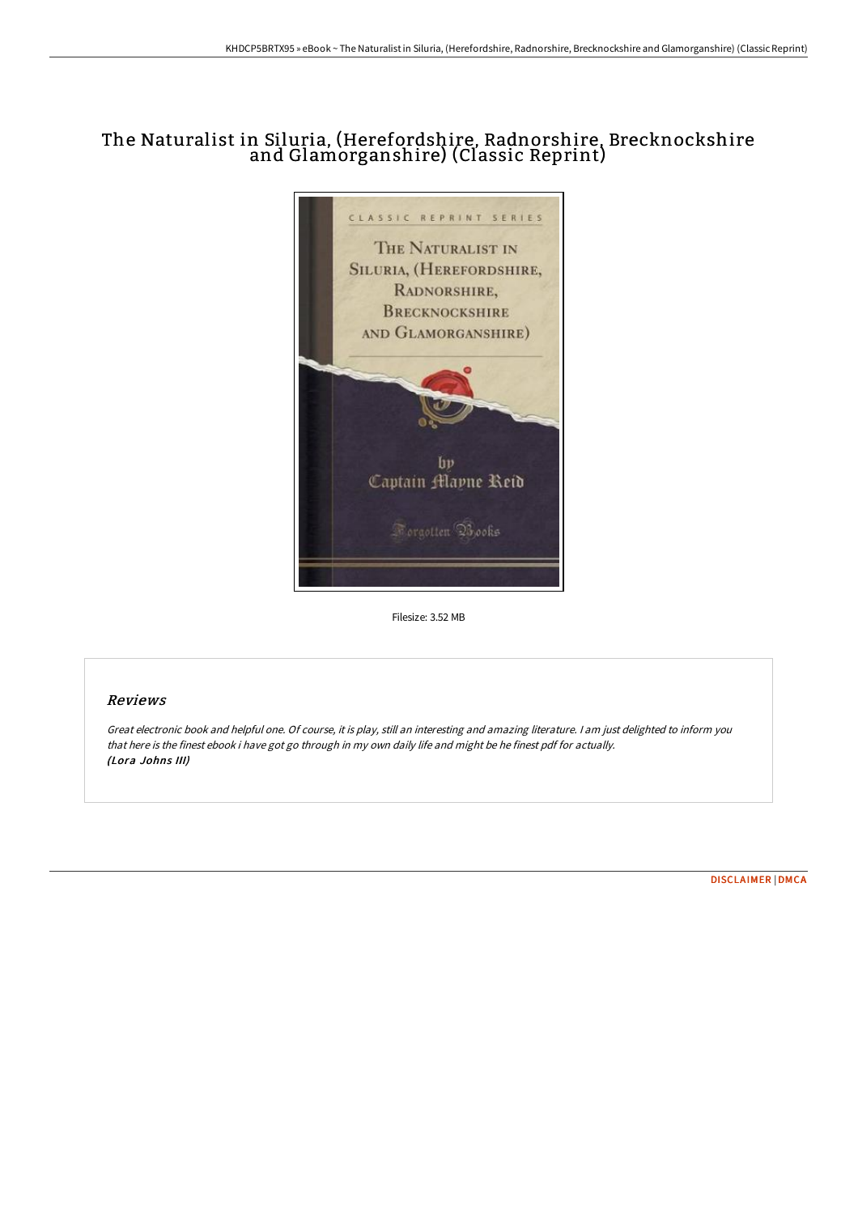# The Naturalist in Siluria, (Herefordshire, Radnorshire, Brecknockshire and Glamorganshire) (Classic Reprint)

Filesize: 3.52 MB

## Reviews

*Great electronic book and helpful one. Of course, it is play, still an interesting and amazing literature. I am just delighted to inform you that here is the finest ebook i have got go through in my own daily life and might be he finest pdf for actually.*
***(Lora Johns III)***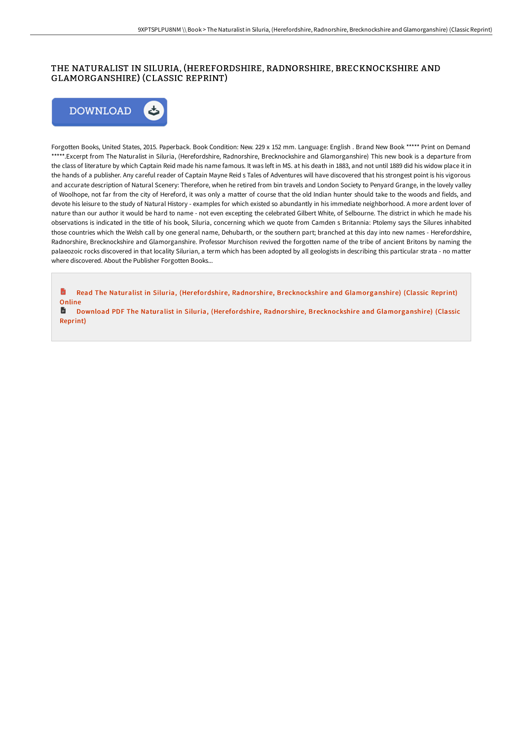# THE NATURALIST IN SILURIA, (HEREFORDSHIRE, RADNORSHIRE, BRECKNOCKSHIRE AND GLAMORGANSHIRE) (CLASSIC REPRINT)

DOWNLOAD

Forgotten Books, United States, 2015. Paperback. Book Condition: New. 229 x 152 mm. Language: English . Brand New Book ***** Print on Demand *****.Excerpt from The Naturalist in Siluria, (Herefordshire, Radnorshire, Brecknockshire and Glamorganshire) This new book is a departure from the class of literature by which Captain Reid made his name famous. It was left in MS. at his death in 1883, and not until 1889 did his widow place it in the hands of a publisher. Any careful reader of Captain Mayne Reid s Tales of Adventures will have discovered that his strongest point is his vigorous and accurate description of Natural Scenery: Therefore, when he retired from bin travels and London Society to Penyard Grange, in the lovely valley of Woolhope, not far from the city of Hereford, it was only a matter of course that the old Indian hunter should take to the woods and fields, and devote his leisure to the study of Natural History - examples for which existed so abundantly in his immediate neighborhood. A more ardent lover of nature than our author it would be hard to name - not even excepting the celebrated Gilbert White, of Selbourne. The district in which he made his observations is indicated in the title of his book, Siluria, concerning which we quote from Camden s Britannia: Ptolemy says the Silures inhabited those countries which the Welsh call by one general name, Dehubarth, or the southern part; branched at this day into new names - Herefordshire, Radnorshire, Brecknockshire and Glamorganshire. Professor Murchison revived the forgotten name of the tribe of ancient Britons by naming the palaeozoic rocks discovered in that locality Silurian, a term which has been adopted by all geologists in describing this particular strata - no matter where discovered. About the Publisher Forgotten Books...

Read The Naturalist in Siluria, (Herefordshire, Radnorshire, Brecknockshire and Glamorganshire) (Classic Reprint) Online

Download PDF The Naturalist in Siluria, (Herefordshire, Radnorshire, Brecknockshire and Glamorganshire) (Classic Reprint)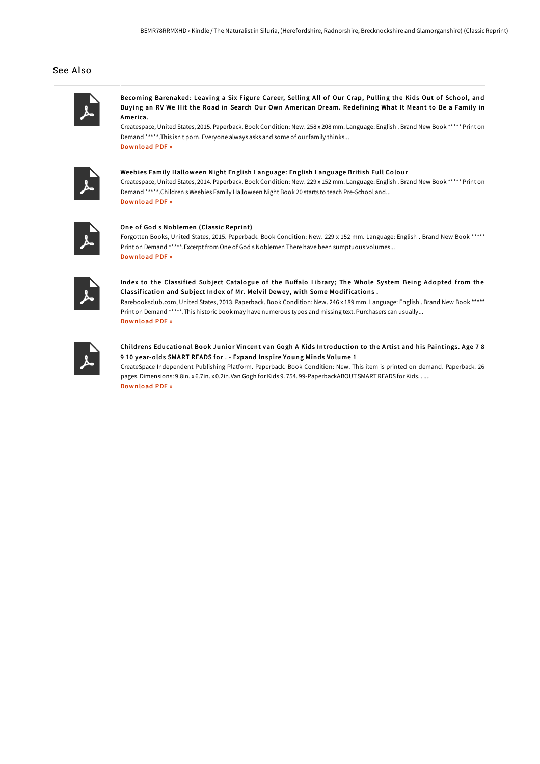## See Also

**Becoming Barenaked: Leaving a Six Figure Career, Selling All of Our Crap, Pulling the Kids Out of School, and Buying an RV We Hit the Road in Search Our Own American Dream. Redefining What It Meant to Be a Family in America.**

Createspace, United States, 2015. Paperback. Book Condition: New. 258 x 208 mm. Language: English . Brand New Book ***** Print on Demand *****.This isn t porn. Everyone always asks and some of our family thinks...

Download PDF »

**Weebies Family Halloween Night English Language: English Language British Full Colour**

Createspace, United States, 2014. Paperback. Book Condition: New. 229 x 152 mm. Language: English . Brand New Book ***** Print on Demand *****.Children s Weebies Family Halloween Night Book 20 starts to teach Pre-School and...

Download PDF »

**One of God s Noblemen (Classic Reprint)**

Forgotten Books, United States, 2015. Paperback. Book Condition: New. 229 x 152 mm. Language: English . Brand New Book ***** Print on Demand *****.Excerpt from One of God s Noblemen There have been sumptuous volumes...

Download PDF »

**Index to the Classified Subject Catalogue of the Buffalo Library; The Whole System Being Adopted from the Classification and Subject Index of Mr. Melvil Dewey, with Some Modifications .**

Rarebooksclub.com, United States, 2013. Paperback. Book Condition: New. 246 x 189 mm. Language: English . Brand New Book ***** Print on Demand *****.This historic book may have numerous typos and missing text. Purchasers can usually...

Download PDF »

**Childrens Educational Book Junior Vincent van Gogh A Kids Introduction to the Artist and his Paintings. Age 7 8 9 10 year-olds SMART READS for . - Expand Inspire Young Minds Volume 1**

CreateSpace Independent Publishing Platform. Paperback. Book Condition: New. This item is printed on demand. Paperback. 26 pages. Dimensions: 9.8in. x 6.7in. x 0.2in.Van Gogh for Kids 9. 754. 99-PaperbackABOUT SMART READS for Kids. . ....

Download PDF »